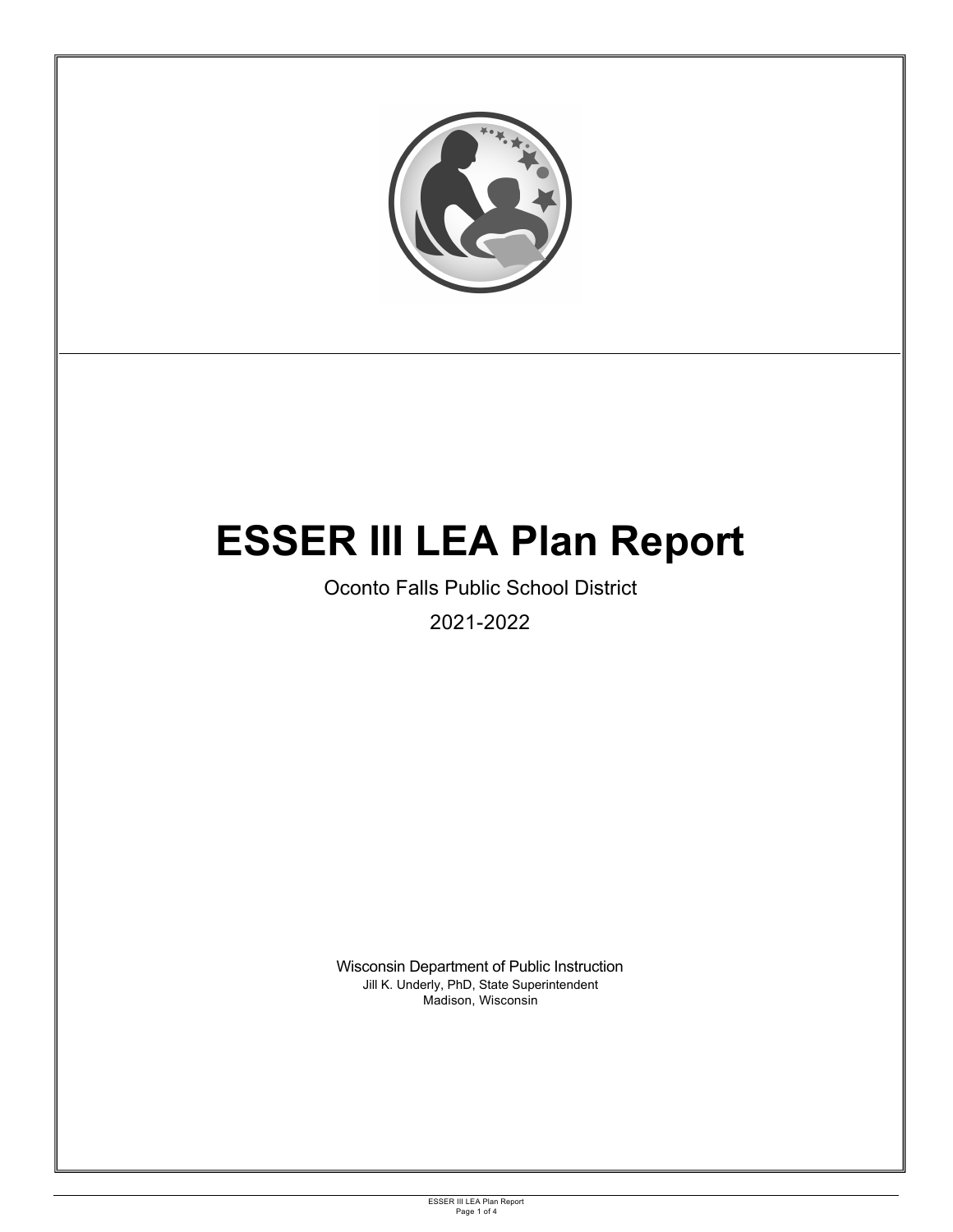# ESSER III LEA Plan Report

Oconto Falls Public School District

2021-2022

Wisconsin Department of Public Instruction

Jill K. Underly, PhD, State Superintendent

Madison, Wisconsin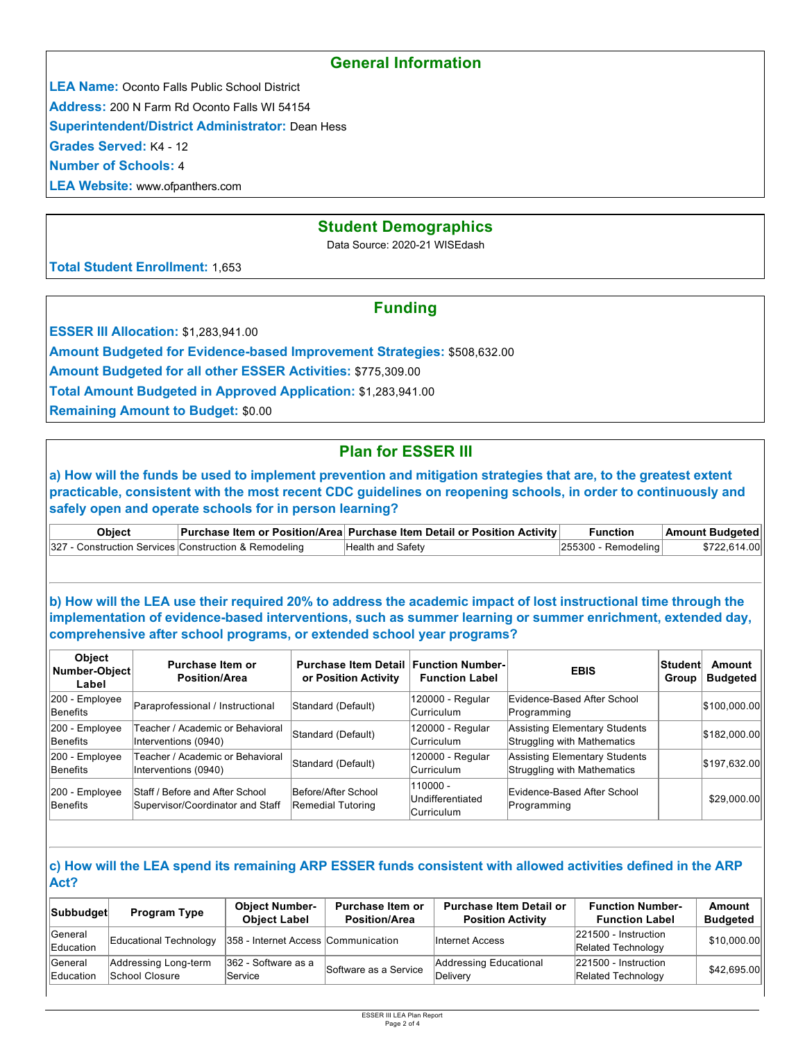## General Information

**LEA Name:** Oconto Falls Public School District

**Address:** 200 N Farm Rd Oconto Falls WI 54154

**Superintendent/District Administrator:** Dean Hess

**Grades Served:** K4 - 12

**Number of Schools:** 4

**LEA Website:** www.ofpanthers.com

## Student Demographics

Data Source: 2020-21 WISEdash

**Total Student Enrollment:** 1,653

## Funding

**ESSER III Allocation:** $1,283,941.00

**Amount Budgeted for Evidence-based Improvement Strategies:** $508,632.00

**Amount Budgeted for all other ESSER Activities:** $775,309.00

**Total Amount Budgeted in Approved Application:** $1,283,941.00

**Remaining Amount to Budget:** $0.00

## Plan for ESSER III

### a) How will the funds be used to implement prevention and mitigation strategies that are, to the greatest extent practicable, consistent with the most recent CDC guidelines on reopening schools, in order to continuously and safely open and operate schools for in person learning?

| Object | Purchase Item or Position/Area | Purchase Item Detail or Position Activity | Function | Amount Budgeted |
| --- | --- | --- | --- | --- |
| 327 - Construction Services | Construction & Remodeling | Health and Safety | 255300 - Remodeling | $722,614.00 |

### b) How will the LEA use their required 20% to address the academic impact of lost instructional time through the implementation of evidence-based interventions, such as summer learning or summer enrichment, extended day, comprehensive after school programs, or extended school year programs?

| Object Number-Object Label | Purchase Item or Position/Area | Purchase Item Detail or Position Activity | Function Number-Function Label | EBIS | Student Group | Amount Budgeted |
| --- | --- | --- | --- | --- | --- | --- |
| 200 - Employee Benefits | Paraprofessional / Instructional | Standard (Default) | 120000 - Regular Curriculum | Evidence-Based After School Programming | | $100,000.00 |
| 200 - Employee Benefits | Teacher / Academic or Behavioral Interventions (0940) | Standard (Default) | 120000 - Regular Curriculum | Assisting Elementary Students Struggling with Mathematics | | $182,000.00 |
| 200 - Employee Benefits | Teacher / Academic or Behavioral Interventions (0940) | Standard (Default) | 120000 - Regular Curriculum | Assisting Elementary Students Struggling with Mathematics | | $197,632.00 |
| 200 - Employee Benefits | Staff / Before and After School Supervisor/Coordinator and Staff | Before/After School Remedial Tutoring | 110000 - Undifferentiated Curriculum | Evidence-Based After School Programming | | $29,000.00 |

### c) How will the LEA spend its remaining ARP ESSER funds consistent with allowed activities defined in the ARP Act?

| Subbudget | Program Type | Object Number-Object Label | Purchase Item or Position/Area | Purchase Item Detail or Position Activity | Function Number-Function Label | Amount Budgeted |
| --- | --- | --- | --- | --- | --- | --- |
| General Education | Educational Technology | 358 - Internet Access | Communication | Internet Access | 221500 - Instruction Related Technology | $10,000.00 |
| General Education | Addressing Long-term School Closure | 362 - Software as a Service | Software as a Service | Addressing Educational Delivery | 221500 - Instruction Related Technology | $42,695.00 |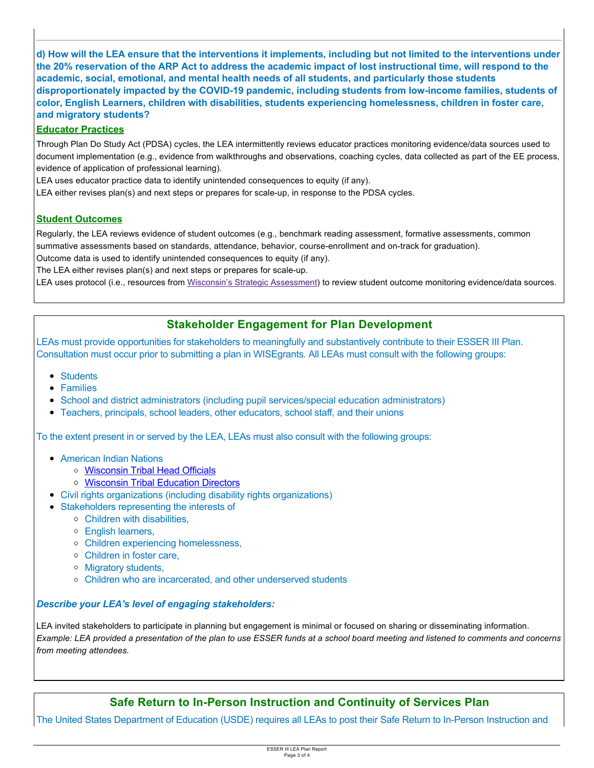**d) How will the LEA ensure that the interventions it implements, including but not limited to the interventions under the 20% reservation of the ARP Act to address the academic impact of lost instructional time, will respond to the academic, social, emotional, and mental health needs of all students, and particularly those students disproportionately impacted by the COVID-19 pandemic, including students from low-income families, students of color, English Learners, children with disabilities, students experiencing homelessness, children in foster care, and migratory students?**

**Educator Practices**

Through Plan Do Study Act (PDSA) cycles, the LEA intermittently reviews educator practices monitoring evidence/data sources used to document implementation (e.g., evidence from walkthroughs and observations, coaching cycles, data collected as part of the EE process, evidence of application of professional learning).

LEA uses educator practice data to identify unintended consequences to equity (if any).

LEA either revises plan(s) and next steps or prepares for scale-up, in response to the PDSA cycles.

**Student Outcomes**

Regularly, the LEA reviews evidence of student outcomes (e.g., benchmark reading assessment, formative assessments, common summative assessments based on standards, attendance, behavior, course-enrollment and on-track for graduation).

Outcome data is used to identify unintended consequences to equity (if any).

The LEA either revises plan(s) and next steps or prepares for scale-up.

LEA uses protocol (i.e., resources from Wisconsin's Strategic Assessment) to review student outcome monitoring evidence/data sources.

## Stakeholder Engagement for Plan Development

LEAs must provide opportunities for stakeholders to meaningfully and substantively contribute to their ESSER III Plan. Consultation must occur prior to submitting a plan in WISEgrants. All LEAs must consult with the following groups:

- Students
- Families
- School and district administrators (including pupil services/special education administrators)
- Teachers, principals, school leaders, other educators, school staff, and their unions

To the extent present in or served by the LEA, LEAs must also consult with the following groups:

- American Indian Nations
  - Wisconsin Tribal Head Officials
  - Wisconsin Tribal Education Directors
- Civil rights organizations (including disability rights organizations)
- Stakeholders representing the interests of
  - Children with disabilities,
  - English learners,
  - Children experiencing homelessness,
  - Children in foster care,
  - Migratory students,
  - Children who are incarcerated, and other underserved students

***Describe your LEA's level of engaging stakeholders:***

LEA invited stakeholders to participate in planning but engagement is minimal or focused on sharing or disseminating information.
*Example: LEA provided a presentation of the plan to use ESSER funds at a school board meeting and listened to comments and concerns from meeting attendees.*

## Safe Return to In-Person Instruction and Continuity of Services Plan

The United States Department of Education (USDE) requires all LEAs to post their Safe Return to In-Person Instruction and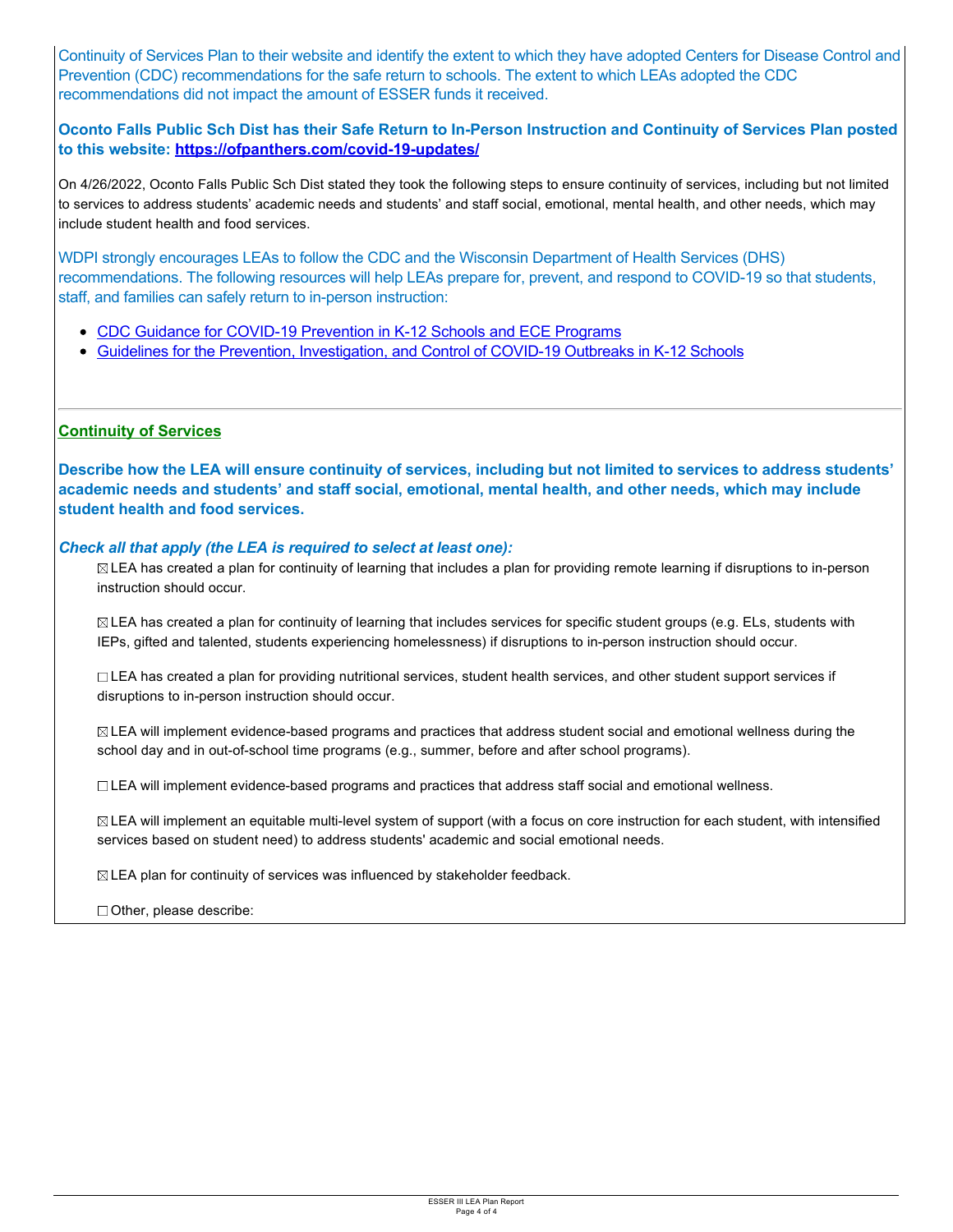Continuity of Services Plan to their website and identify the extent to which they have adopted Centers for Disease Control and Prevention (CDC) recommendations for the safe return to schools. The extent to which LEAs adopted the CDC recommendations did not impact the amount of ESSER funds it received.

**Oconto Falls Public Sch Dist has their Safe Return to In-Person Instruction and Continuity of Services Plan posted to this website: [https://ofpanthers.com/covid-19-updates/](https://ofpanthers.com/covid-19-updates/)**

On 4/26/2022, Oconto Falls Public Sch Dist stated they took the following steps to ensure continuity of services, including but not limited to services to address students' academic needs and students' and staff social, emotional, mental health, and other needs, which may include student health and food services.

WDPI strongly encourages LEAs to follow the CDC and the Wisconsin Department of Health Services (DHS) recommendations. The following resources will help LEAs prepare for, prevent, and respond to COVID-19 so that students, staff, and families can safely return to in-person instruction:

- CDC Guidance for COVID-19 Prevention in K-12 Schools and ECE Programs
- Guidelines for the Prevention, Investigation, and Control of COVID-19 Outbreaks in K-12 Schools

---

## Continuity of Services

**Describe how the LEA will ensure continuity of services, including but not limited to services to address students' academic needs and students' and staff social, emotional, mental health, and other needs, which may include student health and food services.**

***Check all that apply (the LEA is required to select at least one):***

☒ LEA has created a plan for continuity of learning that includes a plan for providing remote learning if disruptions to in-person instruction should occur.

☒ LEA has created a plan for continuity of learning that includes services for specific student groups (e.g. ELs, students with IEPs, gifted and talented, students experiencing homelessness) if disruptions to in-person instruction should occur.

☐ LEA has created a plan for providing nutritional services, student health services, and other student support services if disruptions to in-person instruction should occur.

☒ LEA will implement evidence-based programs and practices that address student social and emotional wellness during the school day and in out-of-school time programs (e.g., summer, before and after school programs).

☐ LEA will implement evidence-based programs and practices that address staff social and emotional wellness.

☒ LEA will implement an equitable multi-level system of support (with a focus on core instruction for each student, with intensified services based on student need) to address students' academic and social emotional needs.

☒ LEA plan for continuity of services was influenced by stakeholder feedback.

☐ Other, please describe: